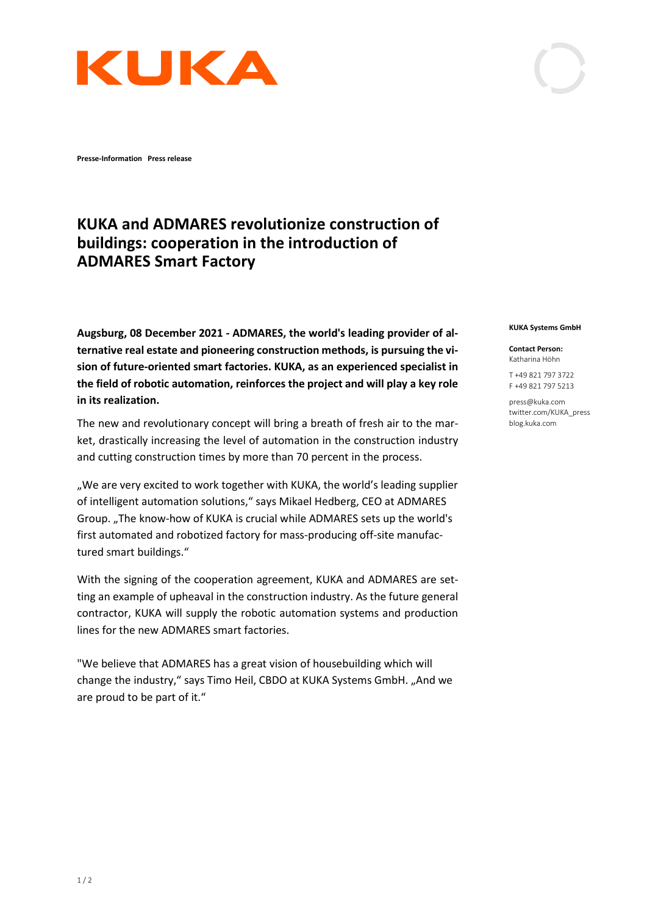KUKA

**Presse-Information Press release**

# KUKA and ADMARES revolutionize construction of buildings: cooperation in the introduction of ADMARES Smart Factory

**KUKA Systems GmbH**

**Contact Person:**
Katharina Höhn

T +49 821 797 3722
F +49 821 797 5213

press@kuka.com
twitter.com/KUKA_press
blog.kuka.com

**Augsburg, 08 December 2021 - ADMARES, the world's leading provider of alternative real estate and pioneering construction methods, is pursuing the vision of future-oriented smart factories. KUKA, as an experienced specialist in the field of robotic automation, reinforces the project and will play a key role in its realization.**

The new and revolutionary concept will bring a breath of fresh air to the market, drastically increasing the level of automation in the construction industry and cutting construction times by more than 70 percent in the process.

„We are very excited to work together with KUKA, the world's leading supplier of intelligent automation solutions," says Mikael Hedberg, CEO at ADMARES Group. „The know-how of KUKA is crucial while ADMARES sets up the world's first automated and robotized factory for mass-producing off-site manufactured smart buildings."

With the signing of the cooperation agreement, KUKA and ADMARES are setting an example of upheaval in the construction industry. As the future general contractor, KUKA will supply the robotic automation systems and production lines for the new ADMARES smart factories.

"We believe that ADMARES has a great vision of housebuilding which will change the industry," says Timo Heil, CBDO at KUKA Systems GmbH. „And we are proud to be part of it."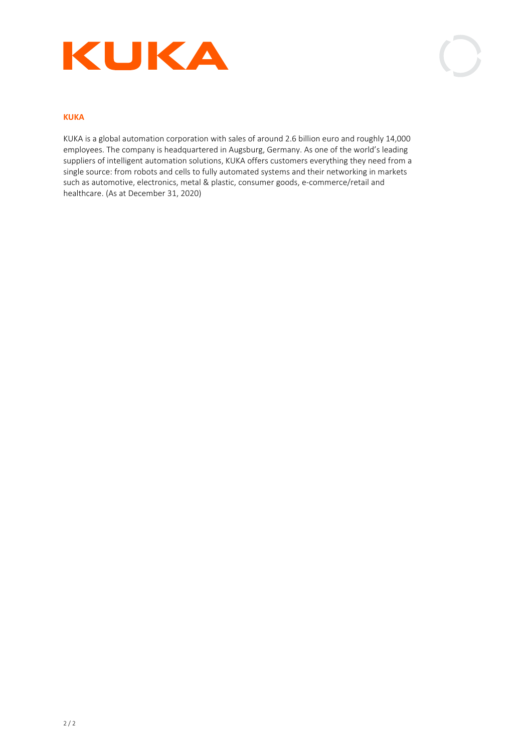**KUKA**

KUKA is a global automation corporation with sales of around 2.6 billion euro and roughly 14,000 employees. The company is headquartered in Augsburg, Germany. As one of the world's leading suppliers of intelligent automation solutions, KUKA offers customers everything they need from a single source: from robots and cells to fully automated systems and their networking in markets such as automotive, electronics, metal & plastic, consumer goods, e-commerce/retail and healthcare. (As at December 31, 2020)